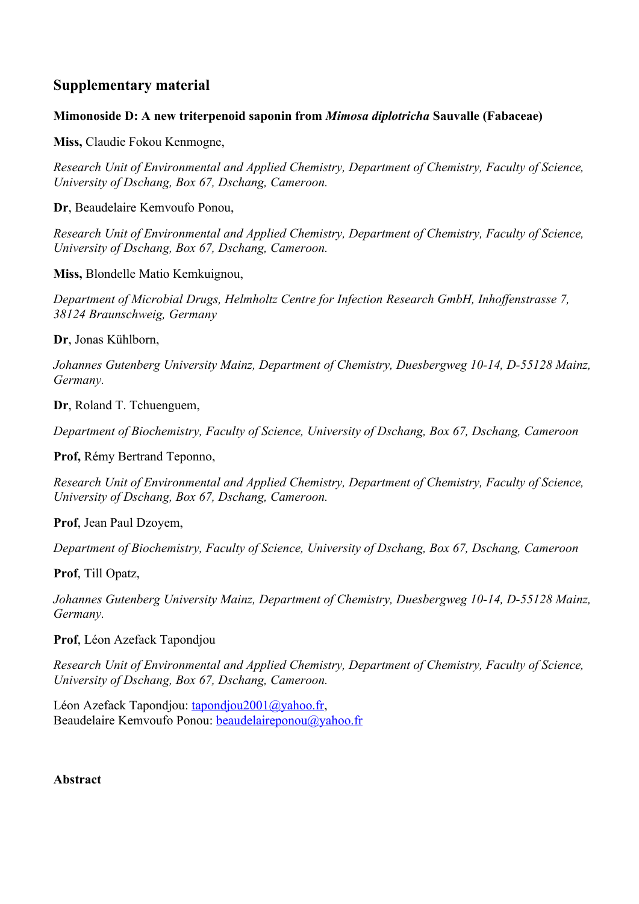## Supplementary material

**Mimonoside D: A new triterpenoid saponin from *Mimosa diplotricha* Sauvalle (Fabaceae)**

**Miss,** Claudie Fokou Kenmogne,

*Research Unit of Environmental and Applied Chemistry, Department of Chemistry, Faculty of Science, University of Dschang, Box 67, Dschang, Cameroon.*

**Dr**, Beaudelaire Kemvoufo Ponou,

*Research Unit of Environmental and Applied Chemistry, Department of Chemistry, Faculty of Science, University of Dschang, Box 67, Dschang, Cameroon.*

**Miss,** Blondelle Matio Kemkuignou,

*Department of Microbial Drugs, Helmholtz Centre for Infection Research GmbH, Inhoffenstrasse 7, 38124 Braunschweig, Germany*

**Dr**, Jonas Kühlborn,

*Johannes Gutenberg University Mainz, Department of Chemistry, Duesbergweg 10-14, D-55128 Mainz, Germany.*

**Dr**, Roland T. Tchuenguem,

*Department of Biochemistry, Faculty of Science, University of Dschang, Box 67, Dschang, Cameroon*

**Prof,** Rémy Bertrand Teponno,

*Research Unit of Environmental and Applied Chemistry, Department of Chemistry, Faculty of Science, University of Dschang, Box 67, Dschang, Cameroon.*

**Prof**, Jean Paul Dzoyem,

*Department of Biochemistry, Faculty of Science, University of Dschang, Box 67, Dschang, Cameroon*

**Prof**, Till Opatz,

*Johannes Gutenberg University Mainz, Department of Chemistry, Duesbergweg 10-14, D-55128 Mainz, Germany.*

**Prof**, Léon Azefack Tapondjou

*Research Unit of Environmental and Applied Chemistry, Department of Chemistry, Faculty of Science, University of Dschang, Box 67, Dschang, Cameroon.*

Léon Azefack Tapondjou: tapondjou2001@yahoo.fr,
Beaudelaire Kemvoufo Ponou: beaudelaireponou@yahoo.fr

**Abstract**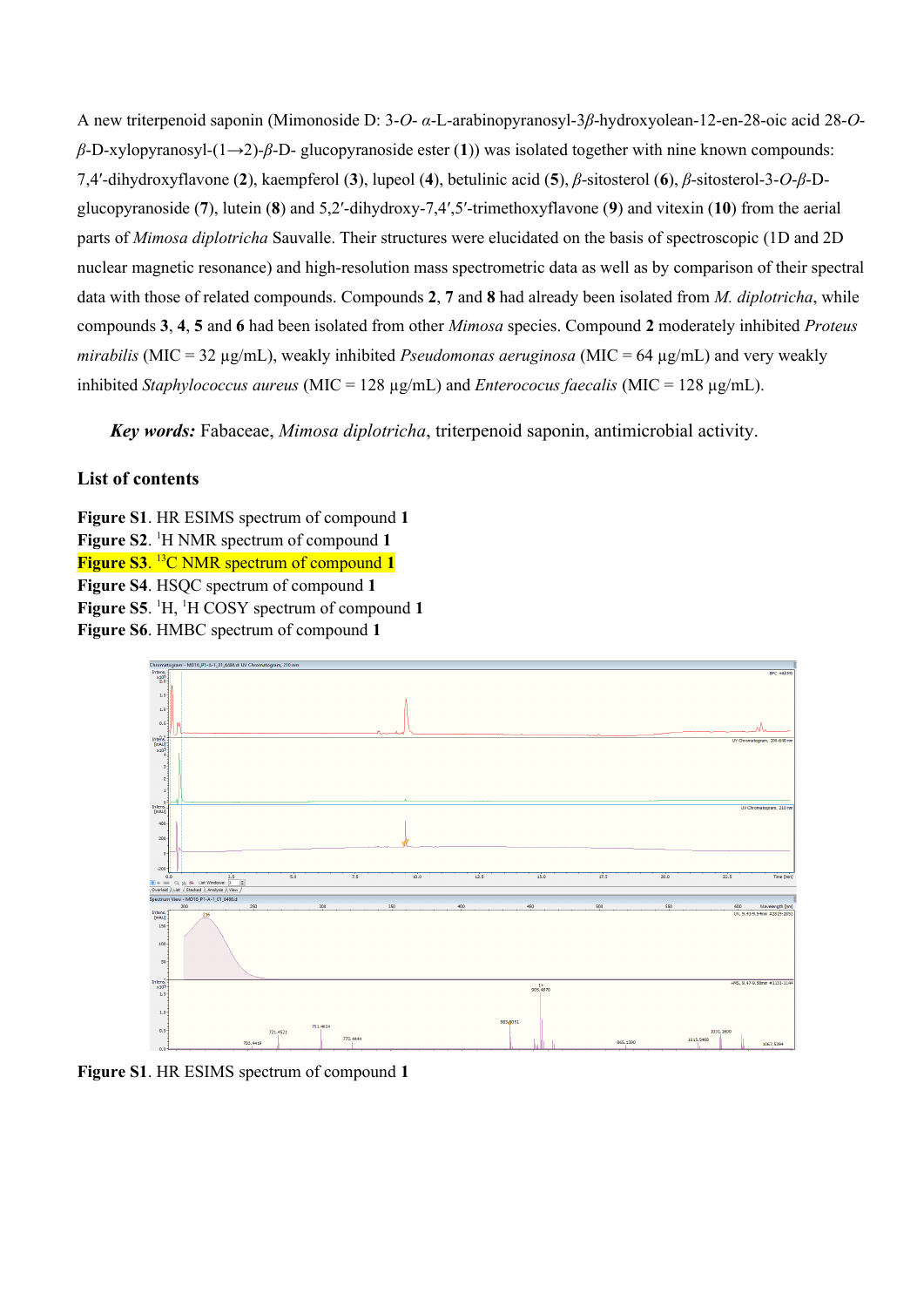A new triterpenoid saponin (Mimonoside D: 3-*O*- *α*-L-arabinopyranosyl-3*β*-hydroxyolean-12-en-28-oic acid 28-*O*-*β*-D-xylopyranosyl-(1→2)-*β*-D- glucopyranoside ester (**1**)) was isolated together with nine known compounds: 7,4′-dihydroxyflavone (**2**), kaempferol (**3**), lupeol (**4**), betulinic acid (**5**), *β*-sitosterol (**6**), *β*-sitosterol-3-*O*-*β*-D-glucopyranoside (**7**), lutein (**8**) and 5,2′-dihydroxy-7,4′,5′-trimethoxyflavone (**9**) and vitexin (**10**) from the aerial parts of *Mimosa diplotricha* Sauvalle. Their structures were elucidated on the basis of spectroscopic (1D and 2D nuclear magnetic resonance) and high-resolution mass spectrometric data as well as by comparison of their spectral data with those of related compounds. Compounds **2**, **7** and **8** had already been isolated from *M. diplotricha*, while compounds **3**, **4**, **5** and **6** had been isolated from other *Mimosa* species. Compound **2** moderately inhibited *Proteus mirabilis* (MIC = 32 µg/mL), weakly inhibited *Pseudomonas aeruginosa* (MIC = 64 µg/mL) and very weakly inhibited *Staphylococcus aureus* (MIC = 128 µg/mL) and *Enterococus faecalis* (MIC = 128 µg/mL).

***Key words:*** Fabaceae, *Mimosa diplotricha*, triterpenoid saponin, antimicrobial activity.

### List of contents

**Figure S1**. HR ESIMS spectrum of compound **1**
**Figure S2**. $^{1}$H NMR spectrum of compound **1**
**Figure S3**. $^{13}$C NMR spectrum of compound **1**
**Figure S4**. HSQC spectrum of compound **1**
**Figure S5**. $^{1}$H, $^{1}$H COSY spectrum of compound **1**
**Figure S6**. HMBC spectrum of compound **1**

**Figure S1**. HR ESIMS spectrum of compound **1**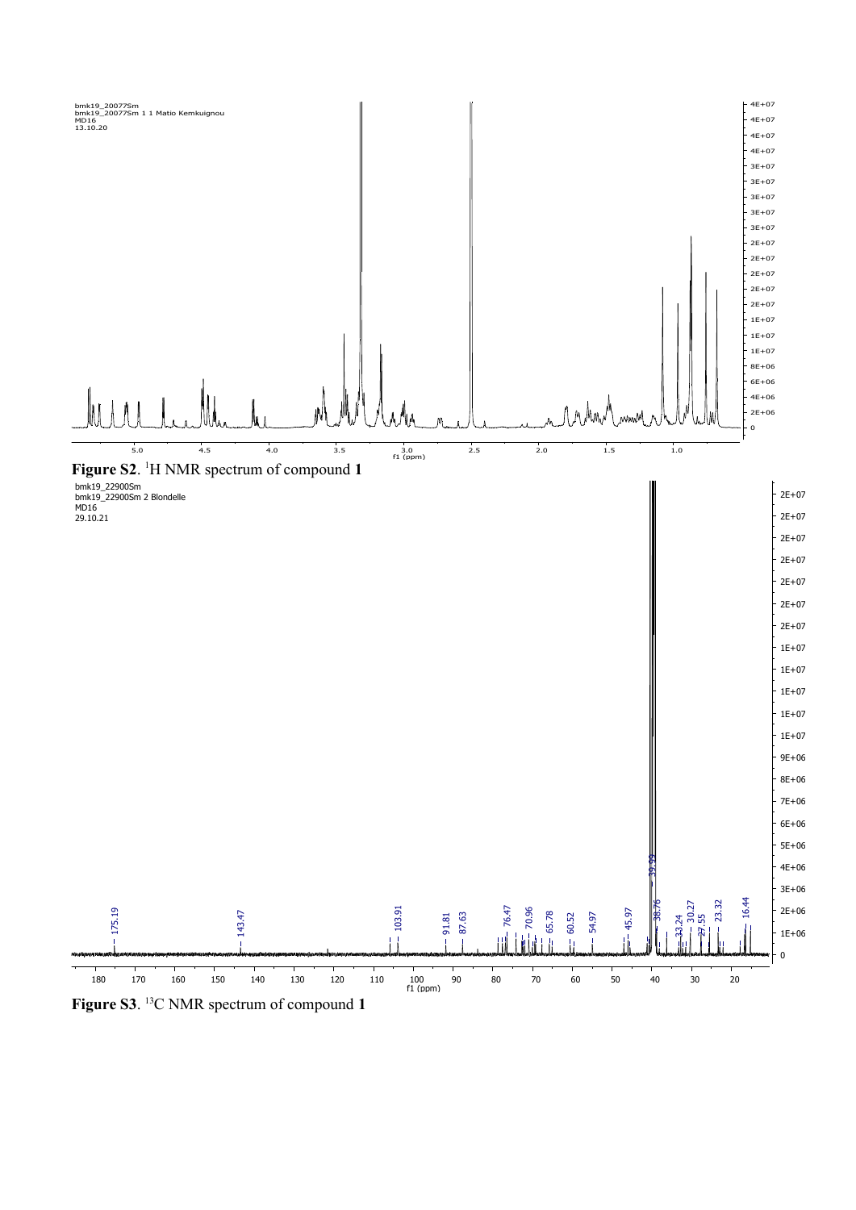**Figure S2**. [1]H NMR spectrum of compound **1**

**Figure S3**. [13]C NMR spectrum of compound **1**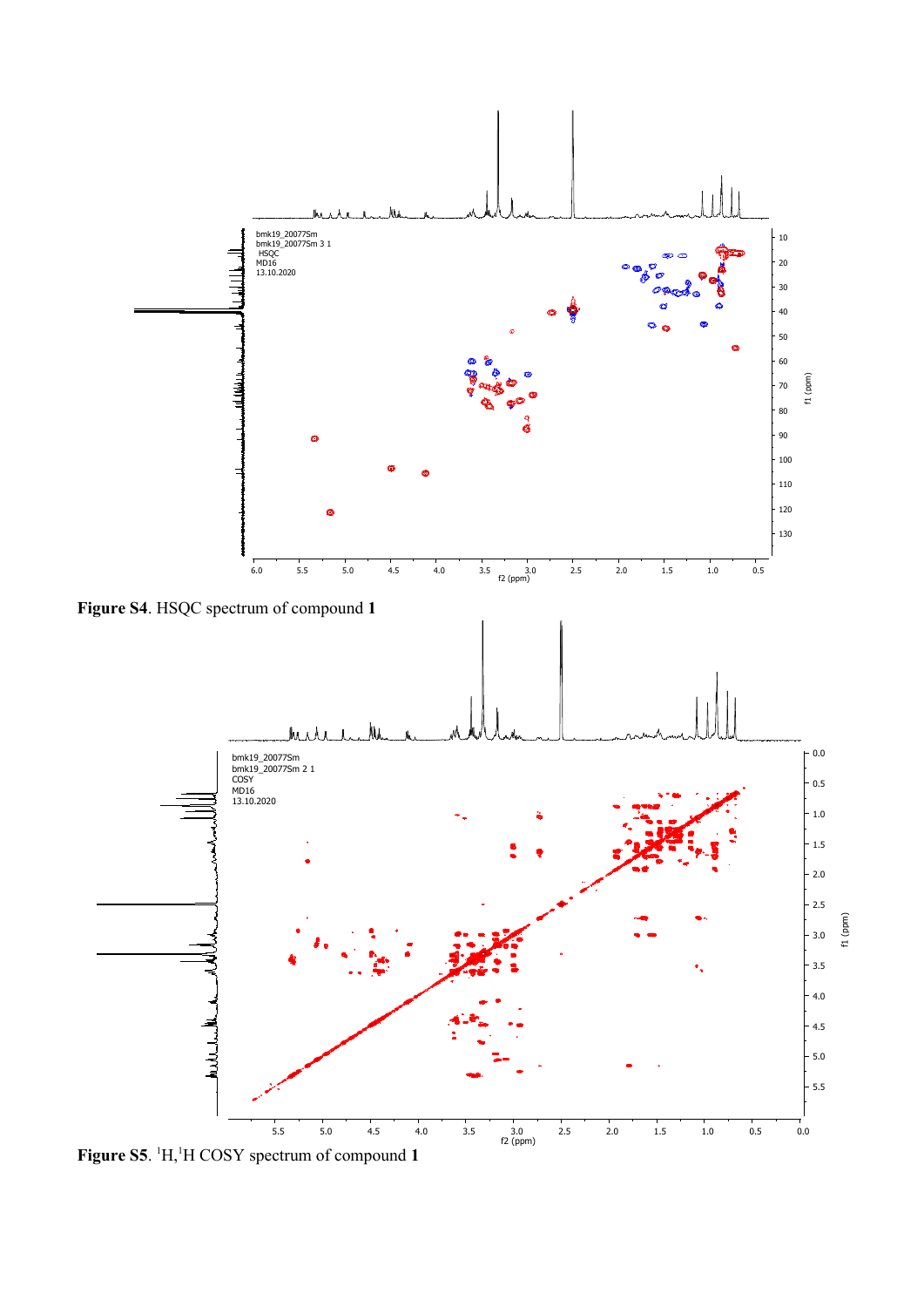**Figure S4**. HSQC spectrum of compound **1**

**Figure S5**. $^{1}$H,$^{1}$H COSY spectrum of compound **1**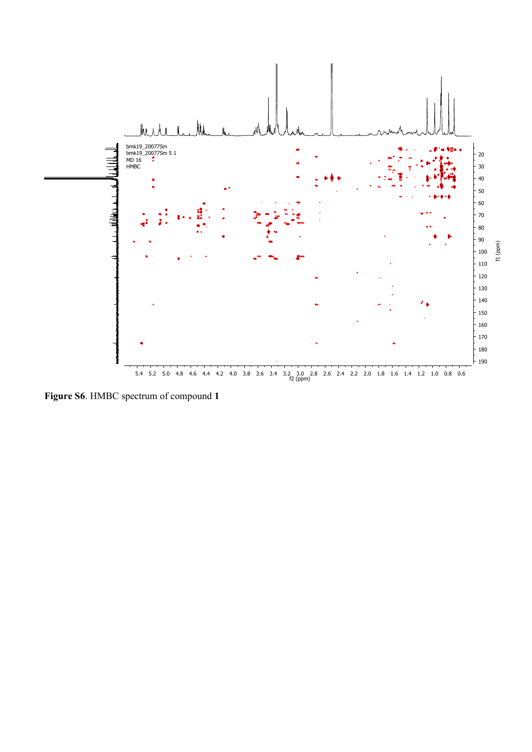bmk19_20077Sm
bmk19_20077Sm 5 1
MD 16
HMBC

5.4 5.2 5.0 4.8 4.6 4.4 4.2 4.0 3.8 3.6 3.4 3.2 3.0 2.8 2.6 2.4 2.2 2.0 1.8 1.6 1.4 1.2 1.0 0.8 0.6

f2 (ppm)

20 30 40 50 60 70 80 90 100 110 120 130 140 150 160 170 180 190

f1 (ppm)

**Figure S6**. HMBC spectrum of compound **1**